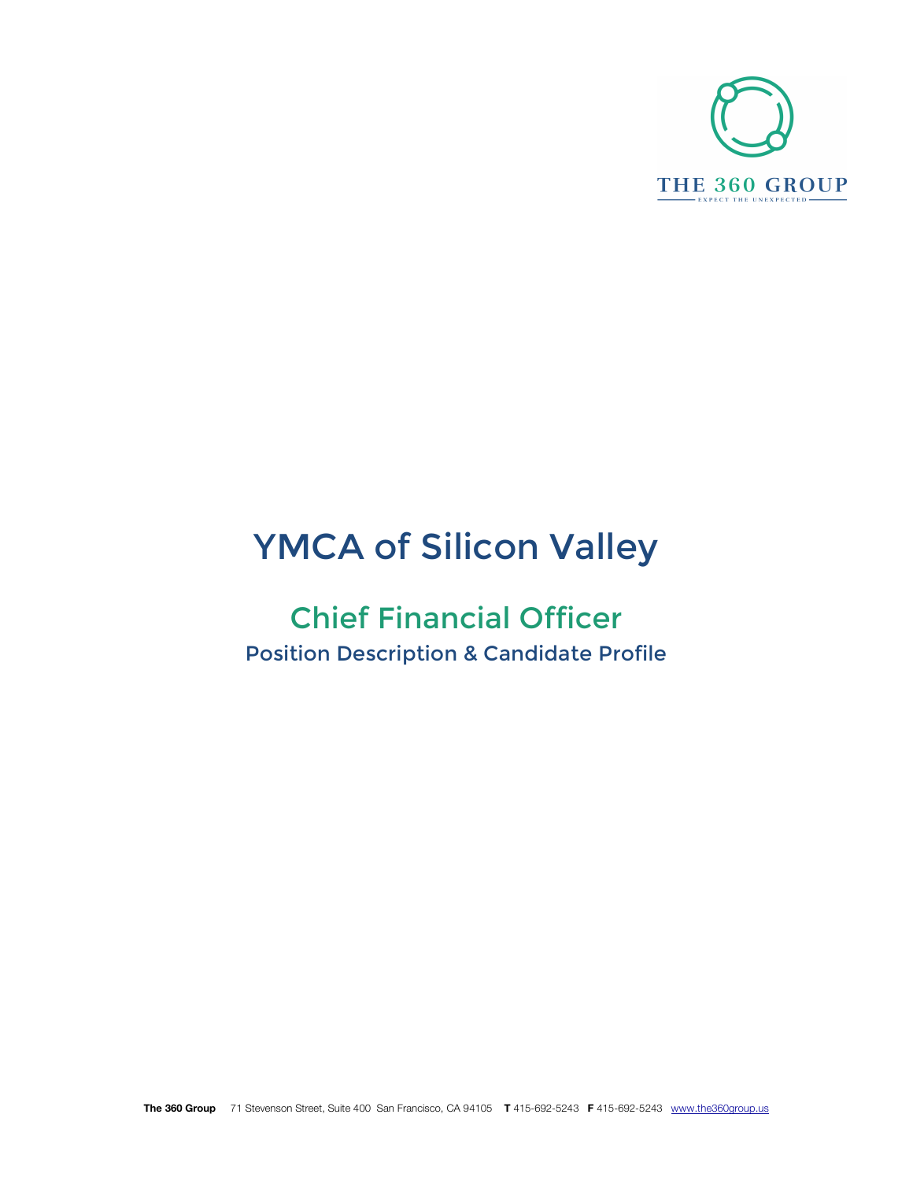THE 360 GROUP
EXPECT THE UNEXPECTED

# YMCA of Silicon Valley

## Chief Financial Officer

### Position Description & Candidate Profile

**The 360 Group** 71 Stevenson Street, Suite 400 San Francisco, CA 94105 **T** 415-692-5243 **F** 415-692-5243 www.the360group.us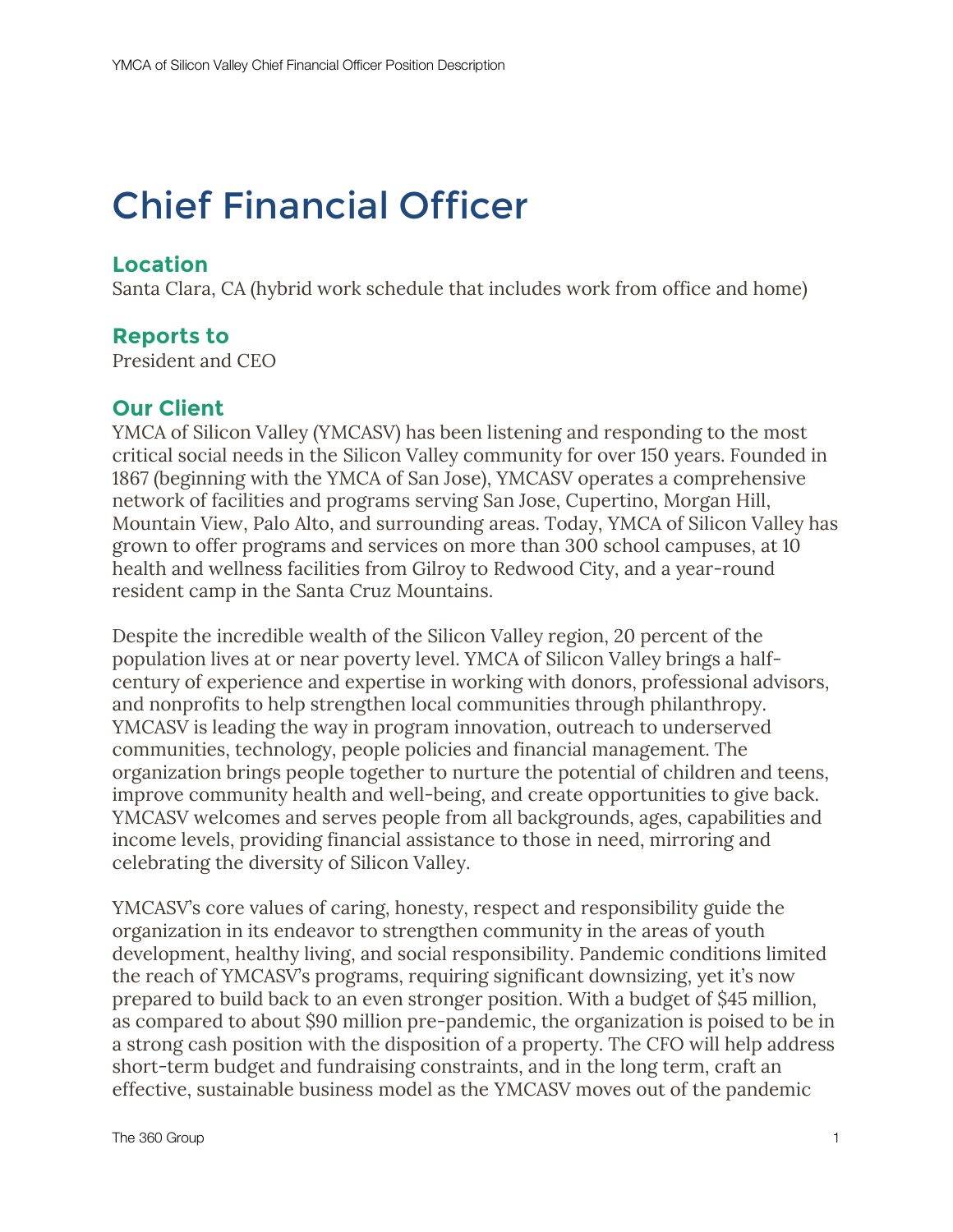# Chief Financial Officer

### Location

Santa Clara, CA (hybrid work schedule that includes work from office and home)

### Reports to

President and CEO

### Our Client

YMCA of Silicon Valley (YMCASV) has been listening and responding to the most critical social needs in the Silicon Valley community for over 150 years. Founded in 1867 (beginning with the YMCA of San Jose), YMCASV operates a comprehensive network of facilities and programs serving San Jose, Cupertino, Morgan Hill, Mountain View, Palo Alto, and surrounding areas. Today, YMCA of Silicon Valley has grown to offer programs and services on more than 300 school campuses, at 10 health and wellness facilities from Gilroy to Redwood City, and a year-round resident camp in the Santa Cruz Mountains.

Despite the incredible wealth of the Silicon Valley region, 20 percent of the population lives at or near poverty level. YMCA of Silicon Valley brings a half-century of experience and expertise in working with donors, professional advisors, and nonprofits to help strengthen local communities through philanthropy. YMCASV is leading the way in program innovation, outreach to underserved communities, technology, people policies and financial management. The organization brings people together to nurture the potential of children and teens, improve community health and well-being, and create opportunities to give back. YMCASV welcomes and serves people from all backgrounds, ages, capabilities and income levels, providing financial assistance to those in need, mirroring and celebrating the diversity of Silicon Valley.

YMCASV's core values of caring, honesty, respect and responsibility guide the organization in its endeavor to strengthen community in the areas of youth development, healthy living, and social responsibility. Pandemic conditions limited the reach of YMCASV's programs, requiring significant downsizing, yet it's now prepared to build back to an even stronger position. With a budget of $45 million, as compared to about $90 million pre-pandemic, the organization is poised to be in a strong cash position with the disposition of a property. The CFO will help address short-term budget and fundraising constraints, and in the long term, craft an effective, sustainable business model as the YMCASV moves out of the pandemic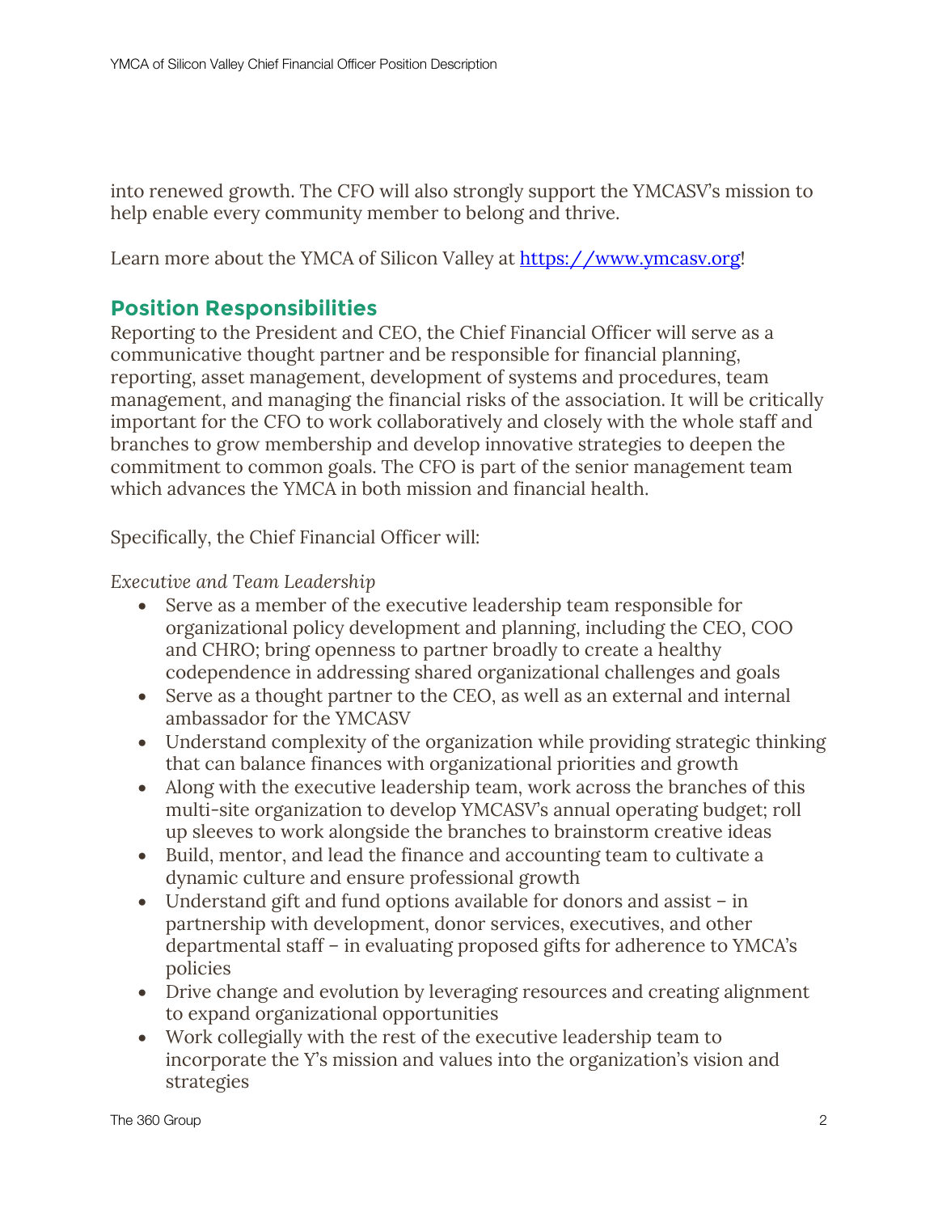into renewed growth. The CFO will also strongly support the YMCASV's mission to help enable every community member to belong and thrive.

Learn more about the YMCA of Silicon Valley at [https://www.ymcasv.org](https://www.ymcasv.org)!

## Position Responsibilities

Reporting to the President and CEO, the Chief Financial Officer will serve as a communicative thought partner and be responsible for financial planning, reporting, asset management, development of systems and procedures, team management, and managing the financial risks of the association. It will be critically important for the CFO to work collaboratively and closely with the whole staff and branches to grow membership and develop innovative strategies to deepen the commitment to common goals. The CFO is part of the senior management team which advances the YMCA in both mission and financial health.

Specifically, the Chief Financial Officer will:

*Executive and Team Leadership*

- Serve as a member of the executive leadership team responsible for organizational policy development and planning, including the CEO, COO and CHRO; bring openness to partner broadly to create a healthy codependence in addressing shared organizational challenges and goals
- Serve as a thought partner to the CEO, as well as an external and internal ambassador for the YMCASV
- Understand complexity of the organization while providing strategic thinking that can balance finances with organizational priorities and growth
- Along with the executive leadership team, work across the branches of this multi-site organization to develop YMCASV's annual operating budget; roll up sleeves to work alongside the branches to brainstorm creative ideas
- Build, mentor, and lead the finance and accounting team to cultivate a dynamic culture and ensure professional growth
- Understand gift and fund options available for donors and assist – in partnership with development, donor services, executives, and other departmental staff – in evaluating proposed gifts for adherence to YMCA's policies
- Drive change and evolution by leveraging resources and creating alignment to expand organizational opportunities
- Work collegially with the rest of the executive leadership team to incorporate the Y's mission and values into the organization's vision and strategies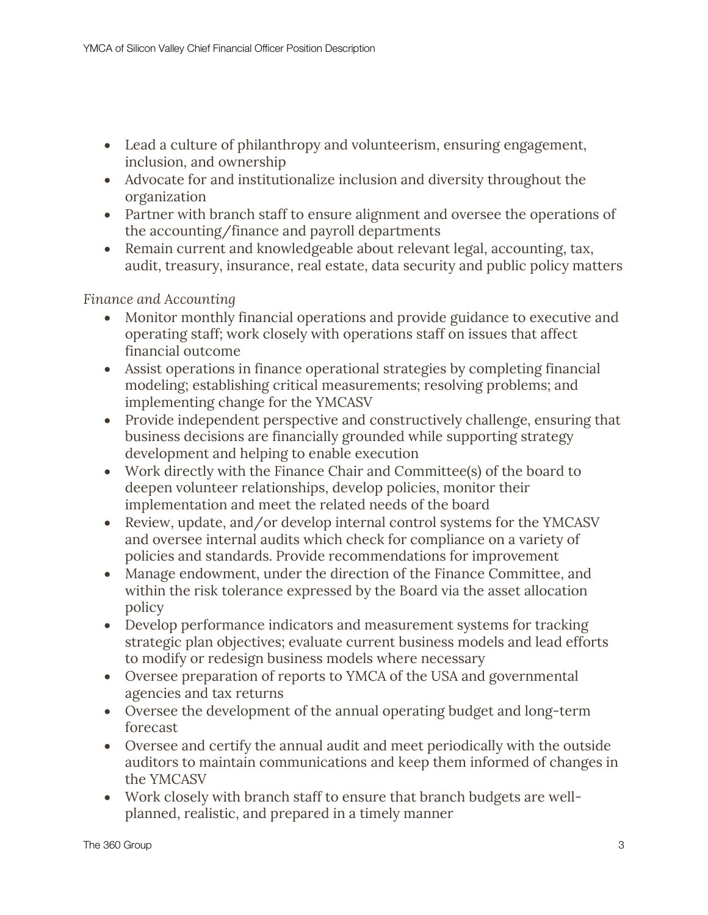- Lead a culture of philanthropy and volunteerism, ensuring engagement, inclusion, and ownership
- Advocate for and institutionalize inclusion and diversity throughout the organization
- Partner with branch staff to ensure alignment and oversee the operations of the accounting/finance and payroll departments
- Remain current and knowledgeable about relevant legal, accounting, tax, audit, treasury, insurance, real estate, data security and public policy matters

*Finance and Accounting*

- Monitor monthly financial operations and provide guidance to executive and operating staff; work closely with operations staff on issues that affect financial outcome
- Assist operations in finance operational strategies by completing financial modeling; establishing critical measurements; resolving problems; and implementing change for the YMCASV
- Provide independent perspective and constructively challenge, ensuring that business decisions are financially grounded while supporting strategy development and helping to enable execution
- Work directly with the Finance Chair and Committee(s) of the board to deepen volunteer relationships, develop policies, monitor their implementation and meet the related needs of the board
- Review, update, and/or develop internal control systems for the YMCASV and oversee internal audits which check for compliance on a variety of policies and standards. Provide recommendations for improvement
- Manage endowment, under the direction of the Finance Committee, and within the risk tolerance expressed by the Board via the asset allocation policy
- Develop performance indicators and measurement systems for tracking strategic plan objectives; evaluate current business models and lead efforts to modify or redesign business models where necessary
- Oversee preparation of reports to YMCA of the USA and governmental agencies and tax returns
- Oversee the development of the annual operating budget and long-term forecast
- Oversee and certify the annual audit and meet periodically with the outside auditors to maintain communications and keep them informed of changes in the YMCASV
- Work closely with branch staff to ensure that branch budgets are well-planned, realistic, and prepared in a timely manner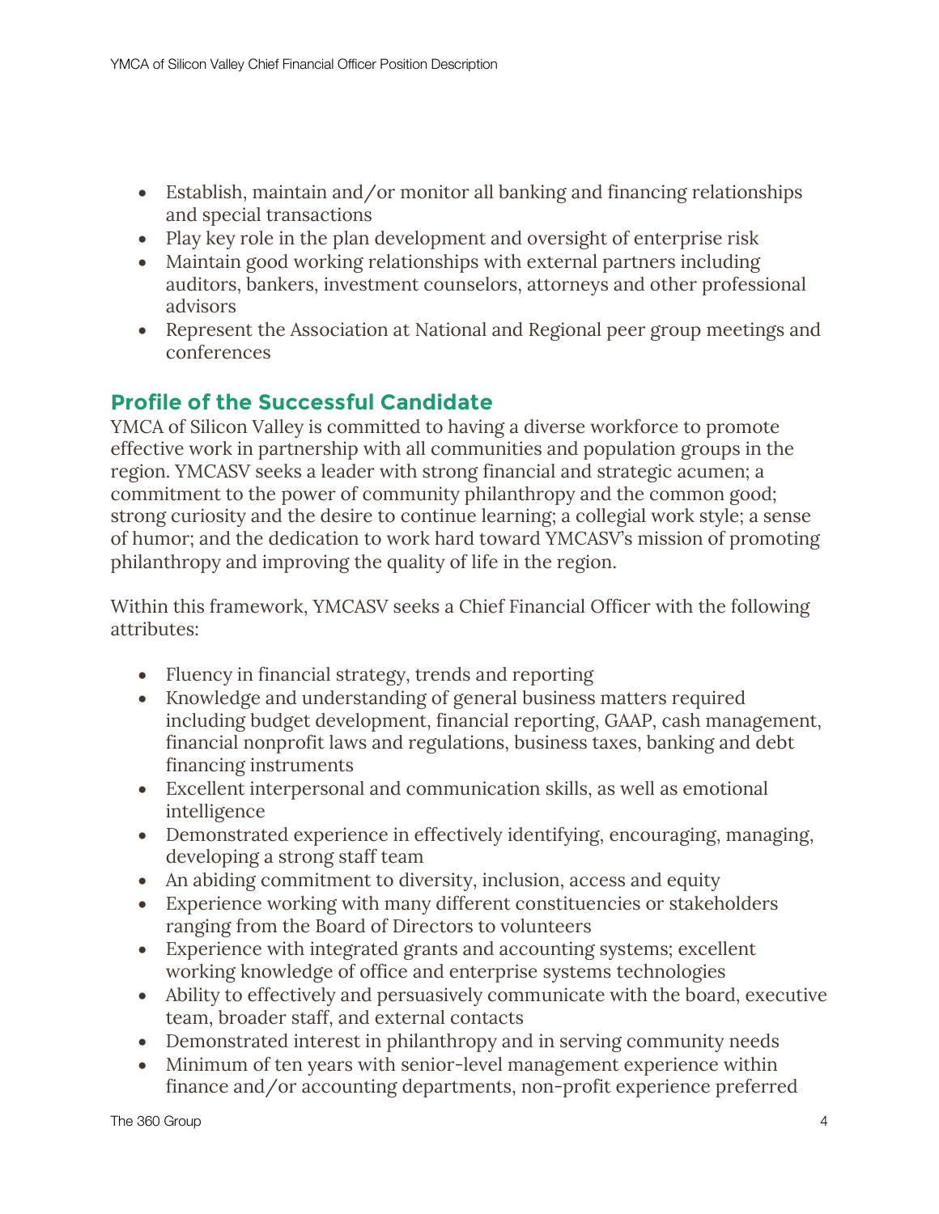- Establish, maintain and/or monitor all banking and financing relationships and special transactions
- Play key role in the plan development and oversight of enterprise risk
- Maintain good working relationships with external partners including auditors, bankers, investment counselors, attorneys and other professional advisors
- Represent the Association at National and Regional peer group meetings and conferences

## Profile of the Successful Candidate

YMCA of Silicon Valley is committed to having a diverse workforce to promote effective work in partnership with all communities and population groups in the region. YMCASV seeks a leader with strong financial and strategic acumen; a commitment to the power of community philanthropy and the common good; strong curiosity and the desire to continue learning; a collegial work style; a sense of humor; and the dedication to work hard toward YMCASV's mission of promoting philanthropy and improving the quality of life in the region.

Within this framework, YMCASV seeks a Chief Financial Officer with the following attributes:

- Fluency in financial strategy, trends and reporting
- Knowledge and understanding of general business matters required including budget development, financial reporting, GAAP, cash management, financial nonprofit laws and regulations, business taxes, banking and debt financing instruments
- Excellent interpersonal and communication skills, as well as emotional intelligence
- Demonstrated experience in effectively identifying, encouraging, managing, developing a strong staff team
- An abiding commitment to diversity, inclusion, access and equity
- Experience working with many different constituencies or stakeholders ranging from the Board of Directors to volunteers
- Experience with integrated grants and accounting systems; excellent working knowledge of office and enterprise systems technologies
- Ability to effectively and persuasively communicate with the board, executive team, broader staff, and external contacts
- Demonstrated interest in philanthropy and in serving community needs
- Minimum of ten years with senior-level management experience within finance and/or accounting departments, non-profit experience preferred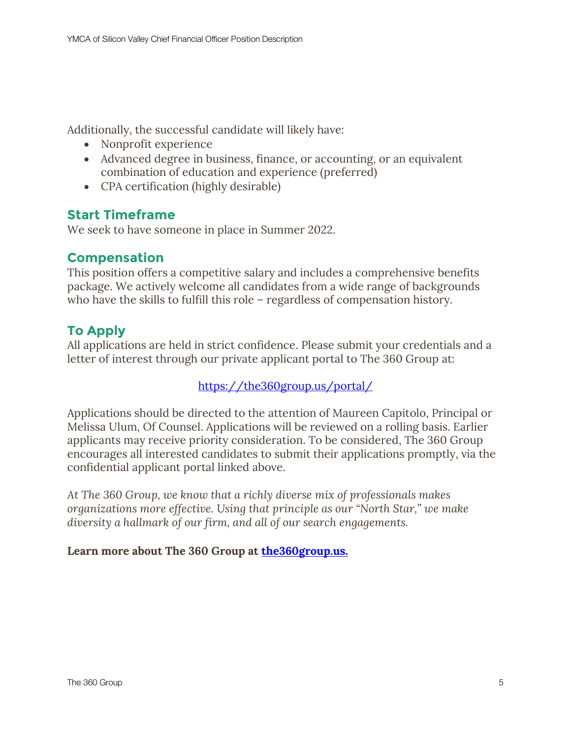Additionally, the successful candidate will likely have:

- Nonprofit experience
- Advanced degree in business, finance, or accounting, or an equivalent combination of education and experience (preferred)
- CPA certification (highly desirable)

## Start Timeframe

We seek to have someone in place in Summer 2022.

## Compensation

This position offers a competitive salary and includes a comprehensive benefits package. We actively welcome all candidates from a wide range of backgrounds who have the skills to fulfill this role – regardless of compensation history.

## To Apply

All applications are held in strict confidence. Please submit your credentials and a letter of interest through our private applicant portal to The 360 Group at:

https://the360group.us/portal/

Applications should be directed to the attention of Maureen Capitolo, Principal or Melissa Ulum, Of Counsel. Applications will be reviewed on a rolling basis. Earlier applicants may receive priority consideration. To be considered, The 360 Group encourages all interested candidates to submit their applications promptly, via the confidential applicant portal linked above.

*At The 360 Group, we know that a richly diverse mix of professionals makes organizations more effective. Using that principle as our "North Star," we make diversity a hallmark of our firm, and all of our search engagements.*

**Learn more about The 360 Group at the360group.us.**